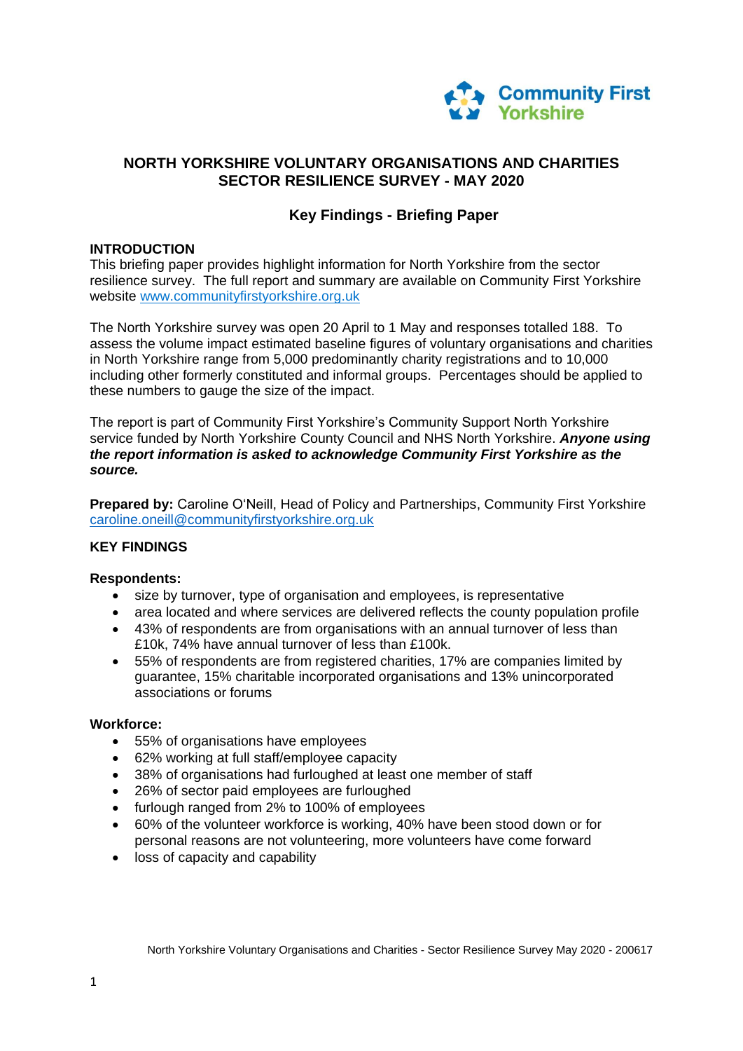# NORTH YORKSHIRE VOLUNTARY ORGANISATIONS AND CHARITIES SECTOR RESILIENCE SURVEY - MAY 2020

## Key Findings - Briefing Paper

### INTRODUCTION

This briefing paper provides highlight information for North Yorkshire from the sector resilience survey. The full report and summary are available on Community First Yorkshire website www.communityfirstyorkshire.org.uk

The North Yorkshire survey was open 20 April to 1 May and responses totalled 188. To assess the volume impact estimated baseline figures of voluntary organisations and charities in North Yorkshire range from 5,000 predominantly charity registrations and to 10,000 including other formerly constituted and informal groups. Percentages should be applied to these numbers to gauge the size of the impact.

The report is part of Community First Yorkshire's Community Support North Yorkshire service funded by North Yorkshire County Council and NHS North Yorkshire. ***Anyone using the report information is asked to acknowledge Community First Yorkshire as the source.***

**Prepared by:** Caroline O'Neill, Head of Policy and Partnerships, Community First Yorkshire caroline.oneill@communityfirstyorkshire.org.uk

### KEY FINDINGS

**Respondents:**

- size by turnover, type of organisation and employees, is representative
- area located and where services are delivered reflects the county population profile
- 43% of respondents are from organisations with an annual turnover of less than £10k, 74% have annual turnover of less than £100k.
- 55% of respondents are from registered charities, 17% are companies limited by guarantee, 15% charitable incorporated organisations and 13% unincorporated associations or forums

**Workforce:**

- 55% of organisations have employees
- 62% working at full staff/employee capacity
- 38% of organisations had furloughed at least one member of staff
- 26% of sector paid employees are furloughed
- furlough ranged from 2% to 100% of employees
- 60% of the volunteer workforce is working, 40% have been stood down or for personal reasons are not volunteering, more volunteers have come forward
- loss of capacity and capability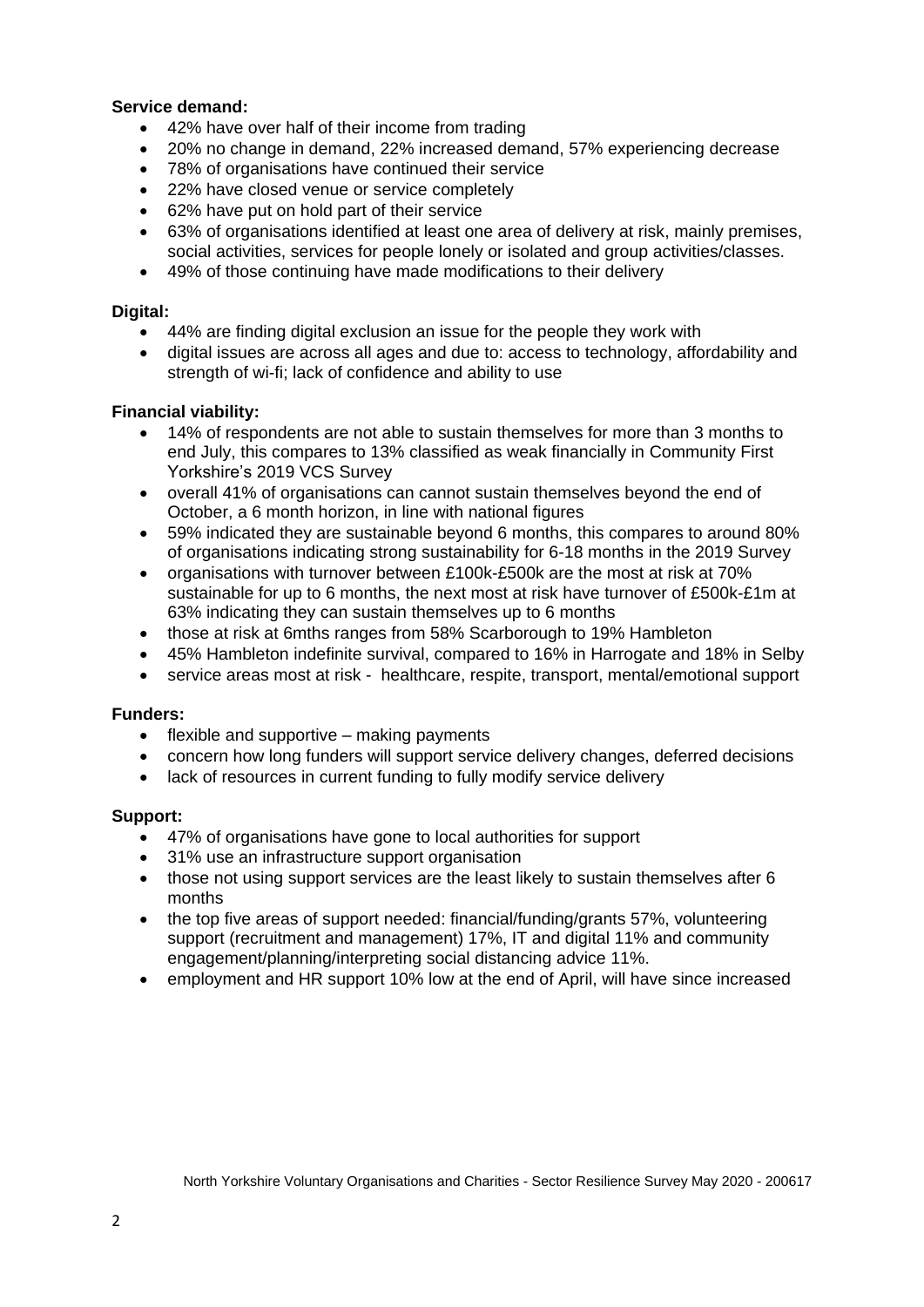**Service demand:**

- 42% have over half of their income from trading
- 20% no change in demand, 22% increased demand, 57% experiencing decrease
- 78% of organisations have continued their service
- 22% have closed venue or service completely
- 62% have put on hold part of their service
- 63% of organisations identified at least one area of delivery at risk, mainly premises, social activities, services for people lonely or isolated and group activities/classes.
- 49% of those continuing have made modifications to their delivery

**Digital:**

- 44% are finding digital exclusion an issue for the people they work with
- digital issues are across all ages and due to: access to technology, affordability and strength of wi-fi; lack of confidence and ability to use

**Financial viability:**

- 14% of respondents are not able to sustain themselves for more than 3 months to end July, this compares to 13% classified as weak financially in Community First Yorkshire's 2019 VCS Survey
- overall 41% of organisations can cannot sustain themselves beyond the end of October, a 6 month horizon, in line with national figures
- 59% indicated they are sustainable beyond 6 months, this compares to around 80% of organisations indicating strong sustainability for 6-18 months in the 2019 Survey
- organisations with turnover between £100k-£500k are the most at risk at 70% sustainable for up to 6 months, the next most at risk have turnover of £500k-£1m at 63% indicating they can sustain themselves up to 6 months
- those at risk at 6mths ranges from 58% Scarborough to 19% Hambleton
- 45% Hambleton indefinite survival, compared to 16% in Harrogate and 18% in Selby
- service areas most at risk - healthcare, respite, transport, mental/emotional support

**Funders:**

- flexible and supportive – making payments
- concern how long funders will support service delivery changes, deferred decisions
- lack of resources in current funding to fully modify service delivery

**Support:**

- 47% of organisations have gone to local authorities for support
- 31% use an infrastructure support organisation
- those not using support services are the least likely to sustain themselves after 6 months
- the top five areas of support needed: financial/funding/grants 57%, volunteering support (recruitment and management) 17%, IT and digital 11% and community engagement/planning/interpreting social distancing advice 11%.
- employment and HR support 10% low at the end of April, will have since increased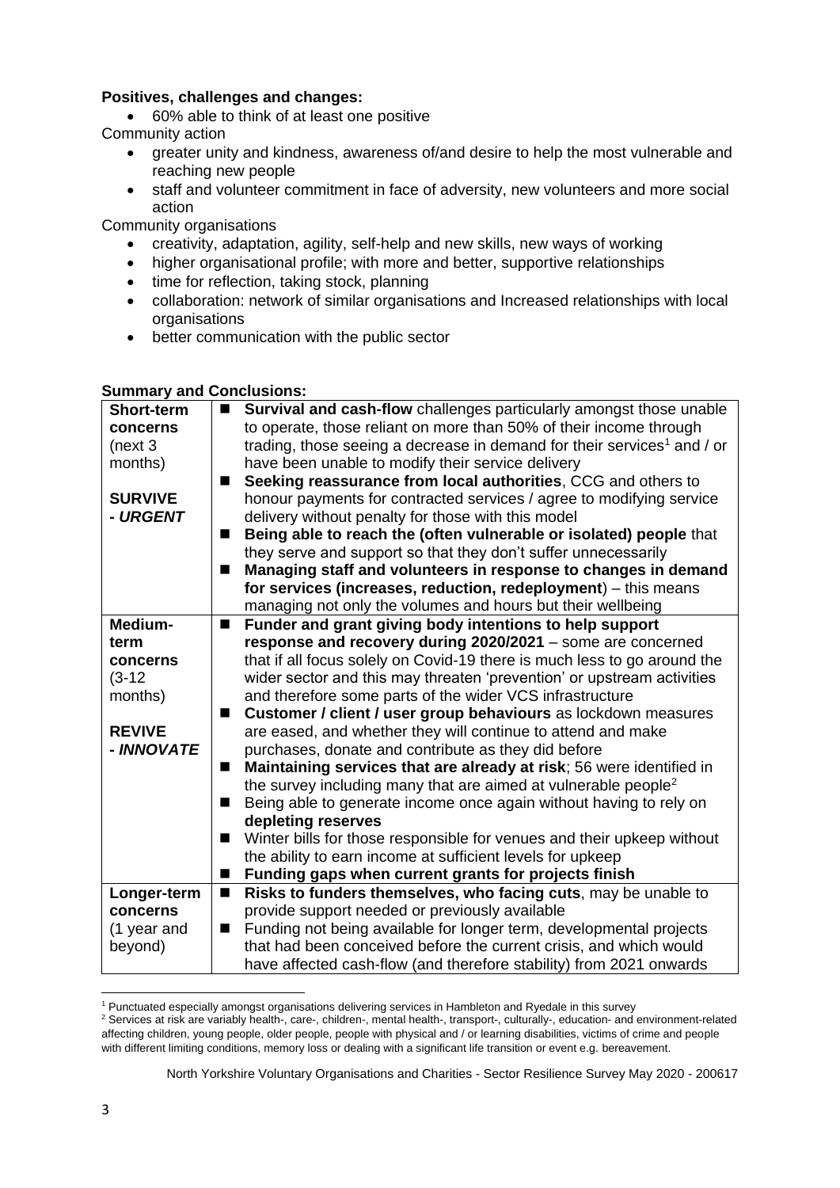**Positives, challenges and changes:**

- 60% able to think of at least one positive

Community action

- greater unity and kindness, awareness of/and desire to help the most vulnerable and reaching new people
- staff and volunteer commitment in face of adversity, new volunteers and more social action

Community organisations

- creativity, adaptation, agility, self-help and new skills, new ways of working
- higher organisational profile; with more and better, supportive relationships
- time for reflection, taking stock, planning
- collaboration: network of similar organisations and Increased relationships with local organisations
- better communication with the public sector

**Summary and Conclusions:**

| | |
|---|---|
| **Short-term concerns** (next 3 months)<br><br>**SURVIVE - *URGENT*** | ■ **Survival and cash-flow** challenges particularly amongst those unable to operate, those reliant on more than 50% of their income through trading, those seeing a decrease in demand for their services[1] and / or have been unable to modify their service delivery<br>■ **Seeking reassurance from local authorities**, CCG and others to honour payments for contracted services / agree to modifying service delivery without penalty for those with this model<br>■ **Being able to reach the (often vulnerable or isolated) people** that they serve and support so that they don't suffer unnecessarily<br>■ **Managing staff and volunteers in response to changes in demand for services (increases, reduction, redeployment)** – this means managing not only the volumes and hours but their wellbeing |
| **Medium-term concerns** (3-12 months)<br><br>**REVIVE - *INNOVATE*** | ■ **Funder and grant giving body intentions to help support response and recovery during 2020/2021** – some are concerned that if all focus solely on Covid-19 there is much less to go around the wider sector and this may threaten 'prevention' or upstream activities and therefore some parts of the wider VCS infrastructure<br>■ **Customer / client / user group behaviours** as lockdown measures are eased, and whether they will continue to attend and make purchases, donate and contribute as they did before<br>■ **Maintaining services that are already at risk**; 56 were identified in the survey including many that are aimed at vulnerable people[2]<br>■ Being able to generate income once again without having to rely on **depleting reserves**<br>■ Winter bills for those responsible for venues and their upkeep without the ability to earn income at sufficient levels for upkeep<br>■ **Funding gaps when current grants for projects finish** |
| **Longer-term concerns** (1 year and beyond) | ■ **Risks to funders themselves, who facing cuts**, may be unable to provide support needed or previously available<br>■ Funding not being available for longer term, developmental projects that had been conceived before the current crisis, and which would have affected cash-flow (and therefore stability) from 2021 onwards |

[1] Punctuated especially amongst organisations delivering services in Hambleton and Ryedale in this survey

[2] Services at risk are variably health-, care-, children-, mental health-, transport-, culturally-, education- and environment-related affecting children, young people, older people, people with physical and / or learning disabilities, victims of crime and people with different limiting conditions, memory loss or dealing with a significant life transition or event e.g. bereavement.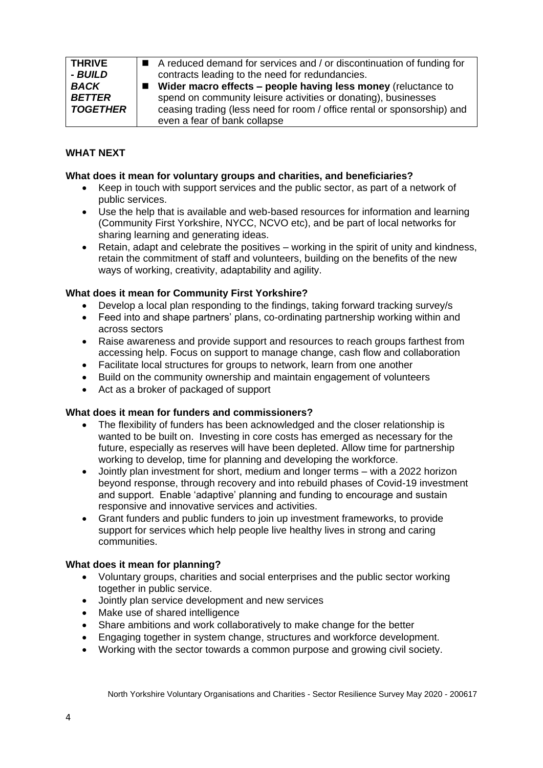| | |
|---|---|
| **THRIVE** ***- BUILD BACK BETTER TOGETHER*** | ■ A reduced demand for services and / or discontinuation of funding for contracts leading to the need for redundancies.<br>■ **Wider macro effects – people having less money** (reluctance to spend on community leisure activities or donating), businesses ceasing trading (less need for room / office rental or sponsorship) and even a fear of bank collapse |

## WHAT NEXT

**What does it mean for voluntary groups and charities, and beneficiaries?**

- Keep in touch with support services and the public sector, as part of a network of public services.
- Use the help that is available and web-based resources for information and learning (Community First Yorkshire, NYCC, NCVO etc), and be part of local networks for sharing learning and generating ideas.
- Retain, adapt and celebrate the positives – working in the spirit of unity and kindness, retain the commitment of staff and volunteers, building on the benefits of the new ways of working, creativity, adaptability and agility.

**What does it mean for Community First Yorkshire?**

- Develop a local plan responding to the findings, taking forward tracking survey/s
- Feed into and shape partners' plans, co-ordinating partnership working within and across sectors
- Raise awareness and provide support and resources to reach groups farthest from accessing help. Focus on support to manage change, cash flow and collaboration
- Facilitate local structures for groups to network, learn from one another
- Build on the community ownership and maintain engagement of volunteers
- Act as a broker of packaged of support

**What does it mean for funders and commissioners?**

- The flexibility of funders has been acknowledged and the closer relationship is wanted to be built on. Investing in core costs has emerged as necessary for the future, especially as reserves will have been depleted. Allow time for partnership working to develop, time for planning and developing the workforce.
- Jointly plan investment for short, medium and longer terms – with a 2022 horizon beyond response, through recovery and into rebuild phases of Covid-19 investment and support. Enable 'adaptive' planning and funding to encourage and sustain responsive and innovative services and activities.
- Grant funders and public funders to join up investment frameworks, to provide support for services which help people live healthy lives in strong and caring communities.

**What does it mean for planning?**

- Voluntary groups, charities and social enterprises and the public sector working together in public service.
- Jointly plan service development and new services
- Make use of shared intelligence
- Share ambitions and work collaboratively to make change for the better
- Engaging together in system change, structures and workforce development.
- Working with the sector towards a common purpose and growing civil society.